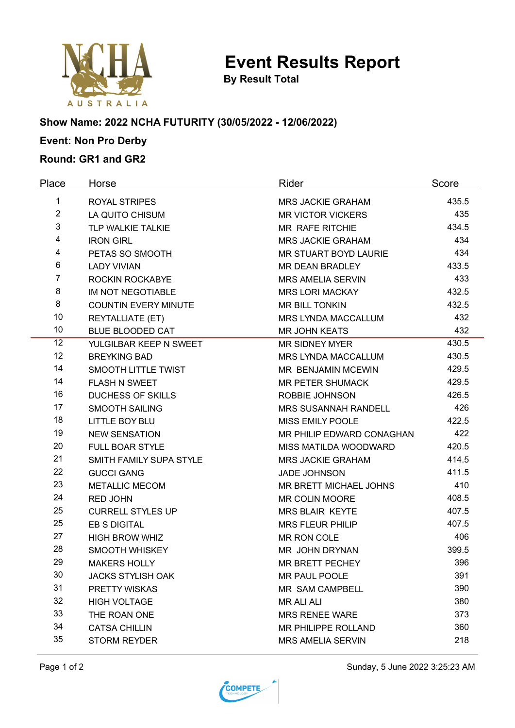# Event Results Report

**By Result Total**

**Show Name: 2022 NCHA FUTURITY (30/05/2022 - 12/06/2022)**

**Event: Non Pro Derby**

**Round: GR1 and GR2**

| Place | Horse | Rider | Score |
|---|---|---|---|
| 1 | ROYAL STRIPES | MRS JACKIE GRAHAM | 435.5 |
| 2 | LA QUITO CHISUM | MR VICTOR VICKERS | 435 |
| 3 | TLP WALKIE TALKIE | MR RAFE RITCHIE | 434.5 |
| 4 | IRON GIRL | MRS JACKIE GRAHAM | 434 |
| 4 | PETAS SO SMOOTH | MR STUART BOYD LAURIE | 434 |
| 6 | LADY VIVIAN | MR DEAN BRADLEY | 433.5 |
| 7 | ROCKIN ROCKABYE | MRS AMELIA SERVIN | 433 |
| 8 | IM NOT NEGOTIABLE | MRS LORI MACKAY | 432.5 |
| 8 | COUNTIN EVERY MINUTE | MR BILL TONKIN | 432.5 |
| 10 | REYTALLIATE (ET) | MRS LYNDA MACCALLUM | 432 |
| 10 | BLUE BLOODED CAT | MR JOHN KEATS | 432 |
| 12 | YULGILBAR KEEP N SWEET | MR SIDNEY MYER | 430.5 |
| 12 | BREYKING BAD | MRS LYNDA MACCALLUM | 430.5 |
| 14 | SMOOTH LITTLE TWIST | MR BENJAMIN MCEWIN | 429.5 |
| 14 | FLASH N SWEET | MR PETER SHUMACK | 429.5 |
| 16 | DUCHESS OF SKILLS | ROBBIE JOHNSON | 426.5 |
| 17 | SMOOTH SAILING | MRS SUSANNAH RANDELL | 426 |
| 18 | LITTLE BOY BLU | MISS EMILY POOLE | 422.5 |
| 19 | NEW SENSATION | MR PHILIP EDWARD CONAGHAN | 422 |
| 20 | FULL BOAR STYLE | MISS MATILDA WOODWARD | 420.5 |
| 21 | SMITH FAMILY SUPA STYLE | MRS JACKIE GRAHAM | 414.5 |
| 22 | GUCCI GANG | JADE JOHNSON | 411.5 |
| 23 | METALLIC MECOM | MR BRETT MICHAEL JOHNS | 410 |
| 24 | RED JOHN | MR COLIN MOORE | 408.5 |
| 25 | CURRELL STYLES UP | MRS BLAIR KEYTE | 407.5 |
| 25 | EB S DIGITAL | MRS FLEUR PHILIP | 407.5 |
| 27 | HIGH BROW WHIZ | MR RON COLE | 406 |
| 28 | SMOOTH WHISKEY | MR JOHN DRYNAN | 399.5 |
| 29 | MAKERS HOLLY | MR BRETT PECHEY | 396 |
| 30 | JACKS STYLISH OAK | MR PAUL POOLE | 391 |
| 31 | PRETTY WISKAS | MR SAM CAMPBELL | 390 |
| 32 | HIGH VOLTAGE | MR ALI ALI | 380 |
| 33 | THE ROAN ONE | MRS RENEE WARE | 373 |
| 34 | CATSA CHILLIN | MR PHILIPPE ROLLAND | 360 |
| 35 | STORM REYDER | MRS AMELIA SERVIN | 218 |

Sunday, 5 June 2022 3:25:23 AM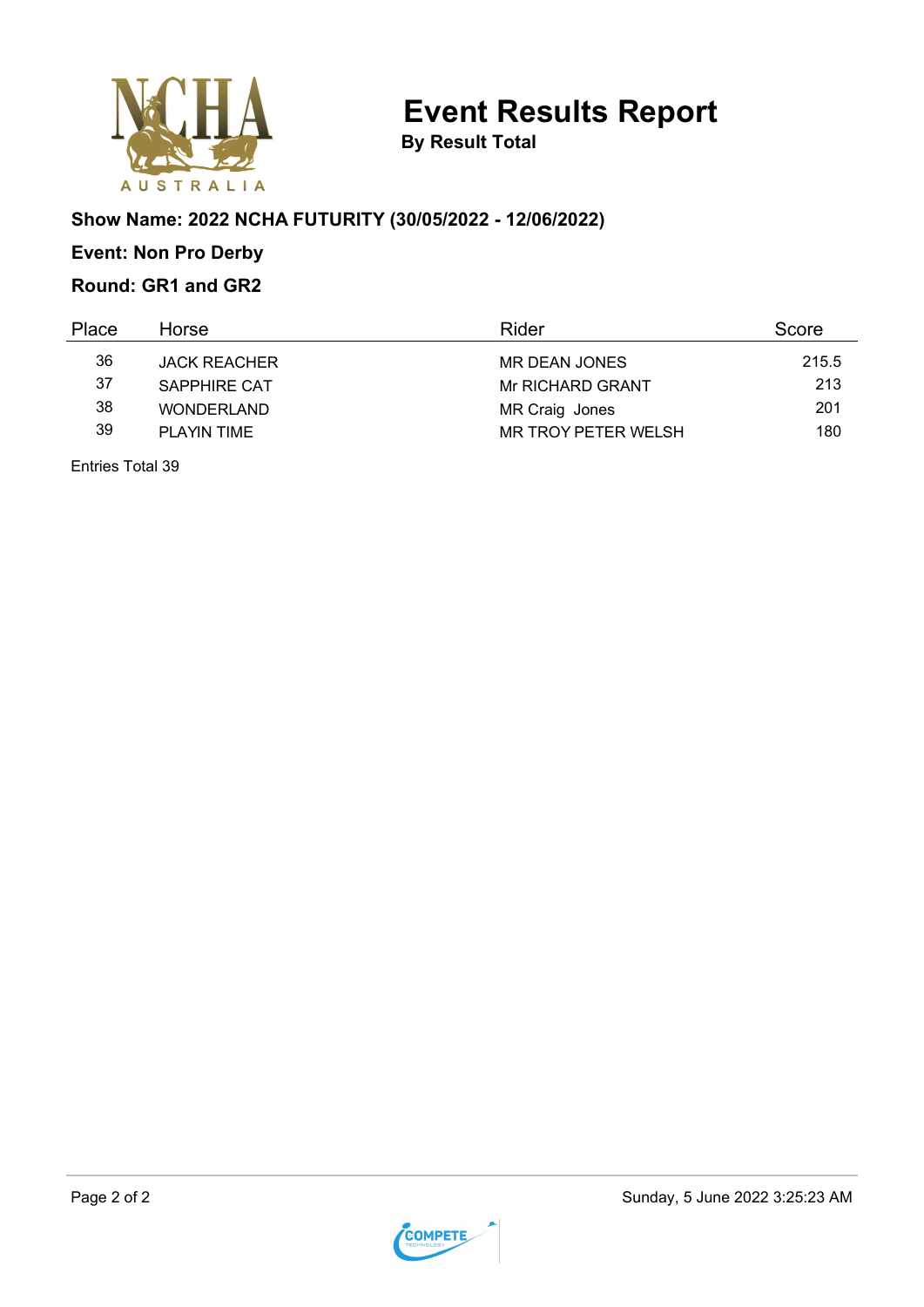# Event Results Report

**By Result Total**

**Show Name: 2022 NCHA FUTURITY (30/05/2022 - 12/06/2022)**

**Event: Non Pro Derby**

**Round: GR1 and GR2**

| Place | Horse | Rider | Score |
|---|---|---|---|
| 36 | JACK REACHER | MR DEAN JONES | 215.5 |
| 37 | SAPPHIRE CAT | Mr RICHARD GRANT | 213 |
| 38 | WONDERLAND | MR Craig Jones | 201 |
| 39 | PLAYIN TIME | MR TROY PETER WELSH | 180 |

Entries Total 39

Sunday, 5 June 2022 3:25:23 AM